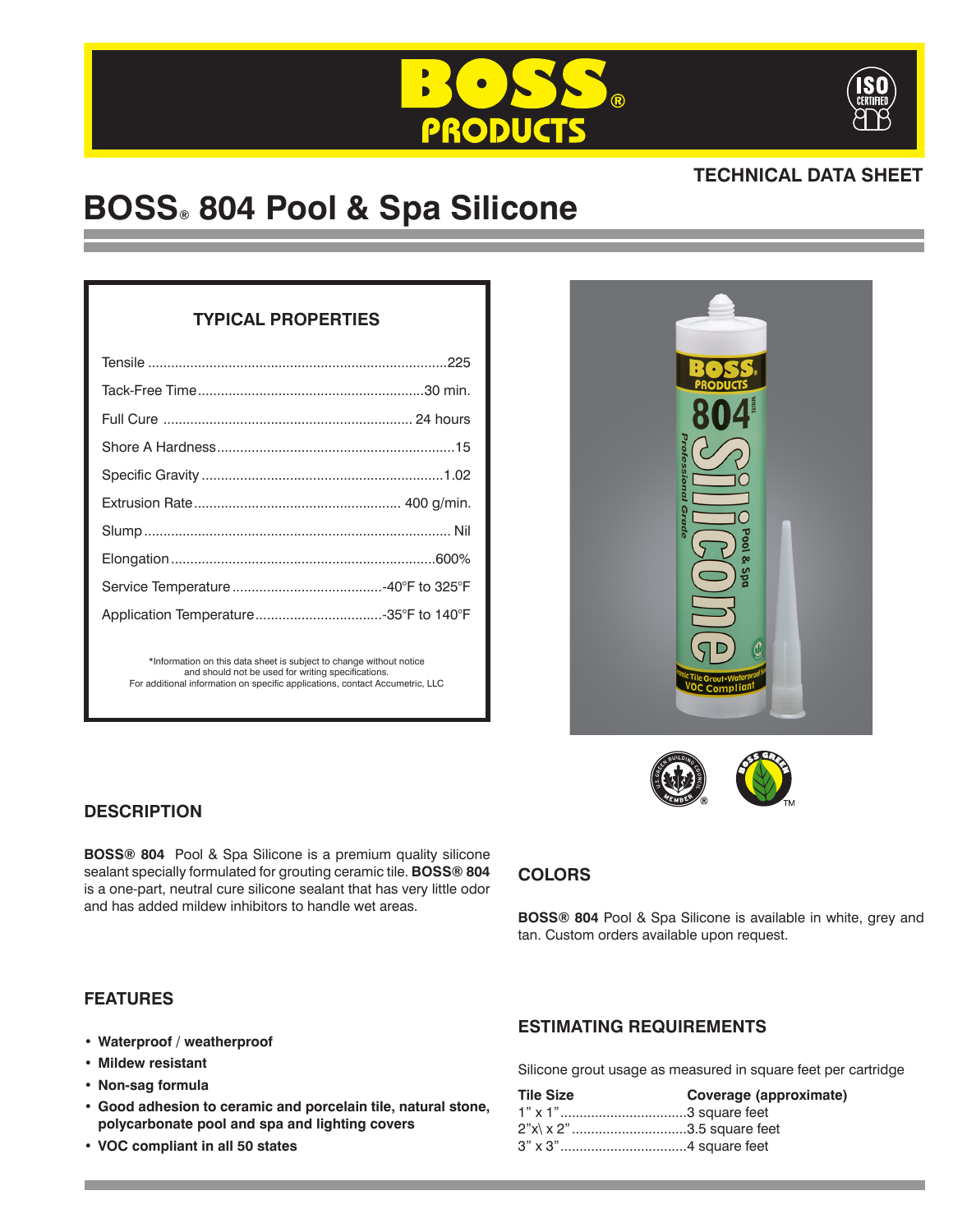TECHNICAL DATA SHEET

# BOSS® 804 Pool & Spa Silicone

## TYPICAL PROPERTIES

| Property | Value |
|---|---|
| Tensile | 225 |
| Tack-Free Time | 30 min. |
| Full Cure | 24 hours |
| Shore A Hardness | 15 |
| Specific Gravity | 1.02 |
| Extrusion Rate | 400 g/min. |
| Slump | Nil |
| Elongation | 600% |
| Service Temperature | -40°F to 325°F |
| Application Temperature | -35°F to 140°F |

*Information on this data sheet is subject to change without notice and should not be used for writing specifications. For additional information on specific applications, contact Accumetric, LLC

## DESCRIPTION

**BOSS® 804** Pool & Spa Silicone is a premium quality silicone sealant specially formulated for grouting ceramic tile. **BOSS® 804** is a one-part, neutral cure silicone sealant that has very little odor and has added mildew inhibitors to handle wet areas.

## COLORS

**BOSS® 804** Pool & Spa Silicone is available in white, grey and tan. Custom orders available upon request.

## FEATURES

- **Waterproof / weatherproof**
- **Mildew resistant**
- **Non-sag formula**
- **Good adhesion to ceramic and porcelain tile, natural stone, polycarbonate pool and spa and lighting covers**
- **VOC compliant in all 50 states**

## ESTIMATING REQUIREMENTS

Silicone grout usage as measured in square feet per cartridge

| Tile Size | Coverage (approximate) |
|---|---|
| 1" x 1" | 3 square feet |
| 2"x\ x 2" | 3.5 square feet |
| 3" x 3" | 4 square feet |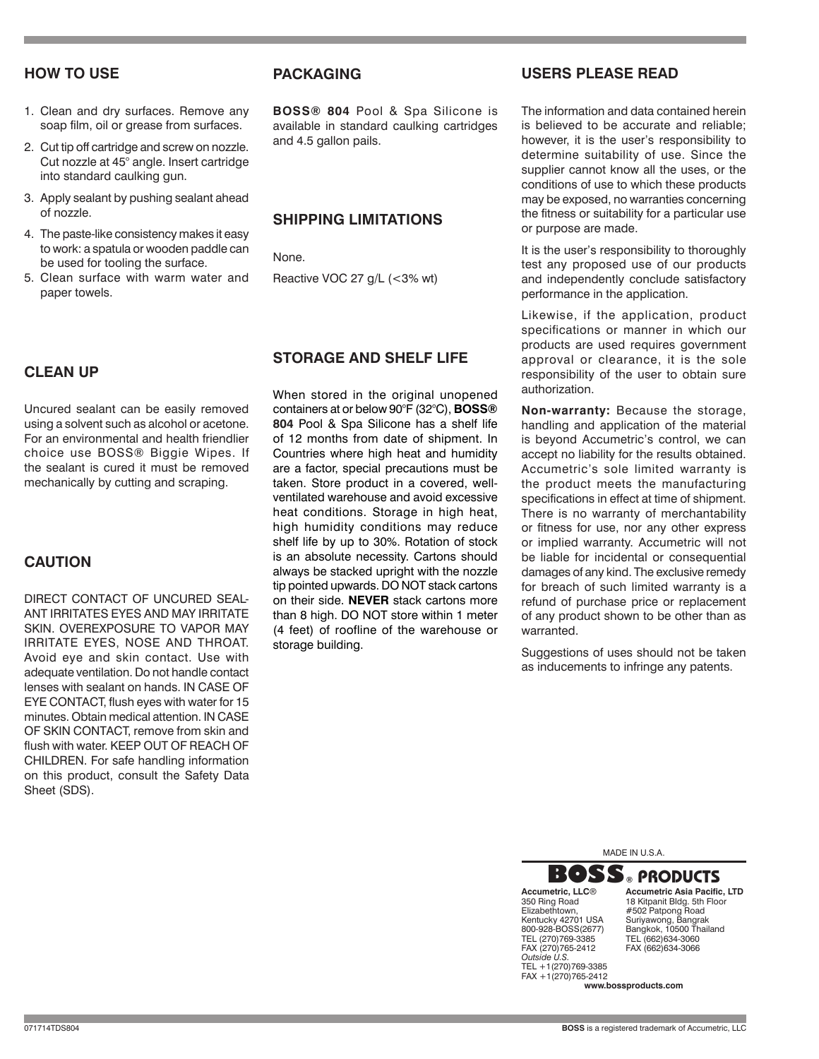## HOW TO USE

1. Clean and dry surfaces. Remove any soap film, oil or grease from surfaces.
2. Cut tip off cartridge and screw on nozzle. Cut nozzle at 45° angle. Insert cartridge into standard caulking gun.
3. Apply sealant by pushing sealant ahead of nozzle.
4. The paste-like consistency makes it easy to work: a spatula or wooden paddle can be used for tooling the surface.
5. Clean surface with warm water and paper towels.

## CLEAN UP

Uncured sealant can be easily removed using a solvent such as alcohol or acetone. For an environmental and health friendlier choice use BOSS® Biggie Wipes. If the sealant is cured it must be removed mechanically by cutting and scraping.

## CAUTION

DIRECT CONTACT OF UNCURED SEALANT IRRITATES EYES AND MAY IRRITATE SKIN. OVEREXPOSURE TO VAPOR MAY IRRITATE EYES, NOSE AND THROAT. Avoid eye and skin contact. Use with adequate ventilation. Do not handle contact lenses with sealant on hands. IN CASE OF EYE CONTACT, flush eyes with water for 15 minutes. Obtain medical attention. IN CASE OF SKIN CONTACT, remove from skin and flush with water. KEEP OUT OF REACH OF CHILDREN. For safe handling information on this product, consult the Safety Data Sheet (SDS).

## PACKAGING

**BOSS® 804** Pool & Spa Silicone is available in standard caulking cartridges and 4.5 gallon pails.

## SHIPPING LIMITATIONS

None.

Reactive VOC 27 g/L (<3% wt)

## STORAGE AND SHELF LIFE

When stored in the original unopened containers at or below 90°F (32°C), **BOSS® 804** Pool & Spa Silicone has a shelf life of 12 months from date of shipment. In Countries where high heat and humidity are a factor, special precautions must be taken. Store product in a covered, well-ventilated warehouse and avoid excessive heat conditions. Storage in high heat, high humidity conditions may reduce shelf life by up to 30%. Rotation of stock is an absolute necessity. Cartons should always be stacked upright with the nozzle tip pointed upwards. DO NOT stack cartons on their side. **NEVER** stack cartons more than 8 high. DO NOT store within 1 meter (4 feet) of roofline of the warehouse or storage building.

## USERS PLEASE READ

The information and data contained herein is believed to be accurate and reliable; however, it is the user's responsibility to determine suitability of use. Since the supplier cannot know all the uses, or the conditions of use to which these products may be exposed, no warranties concerning the fitness or suitability for a particular use or purpose are made.

It is the user's responsibility to thoroughly test any proposed use of our products and independently conclude satisfactory performance in the application.

Likewise, if the application, product specifications or manner in which our products are used requires government approval or clearance, it is the sole responsibility of the user to obtain sure authorization.

**Non-warranty:** Because the storage, handling and application of the material is beyond Accumetric's control, we can accept no liability for the results obtained. Accumetric's sole limited warranty is the product meets the manufacturing specifications in effect at time of shipment. There is no warranty of merchantability or fitness for use, nor any other express or implied warranty. Accumetric will not be liable for incidental or consequential damages of any kind. The exclusive remedy for breach of such limited warranty is a refund of purchase price or replacement of any product shown to be other than as warranted.

Suggestions of uses should not be taken as inducements to infringe any patents.

MADE IN U.S.A.

**BOSS® PRODUCTS**

**Accumetric, LLC®**
350 Ring Road
Elizabethtown,
Kentucky 42701 USA
800-928-BOSS(2677)
TEL (270)769-3385
FAX (270)765-2412
*Outside U.S.*
TEL +1(270)769-3385
FAX +1(270)765-2412

**Accumetric Asia Pacific, LTD**
18 Kitpanit Bldg. 5th Floor
#502 Patpong Road
Suriyawong, Bangrak
Bangkok, 10500 Thailand
TEL (662)634-3060
FAX (662)634-3066

**www.bossproducts.com**

071714TDS804

**BOSS** is a registered trademark of Accumetric, LLC